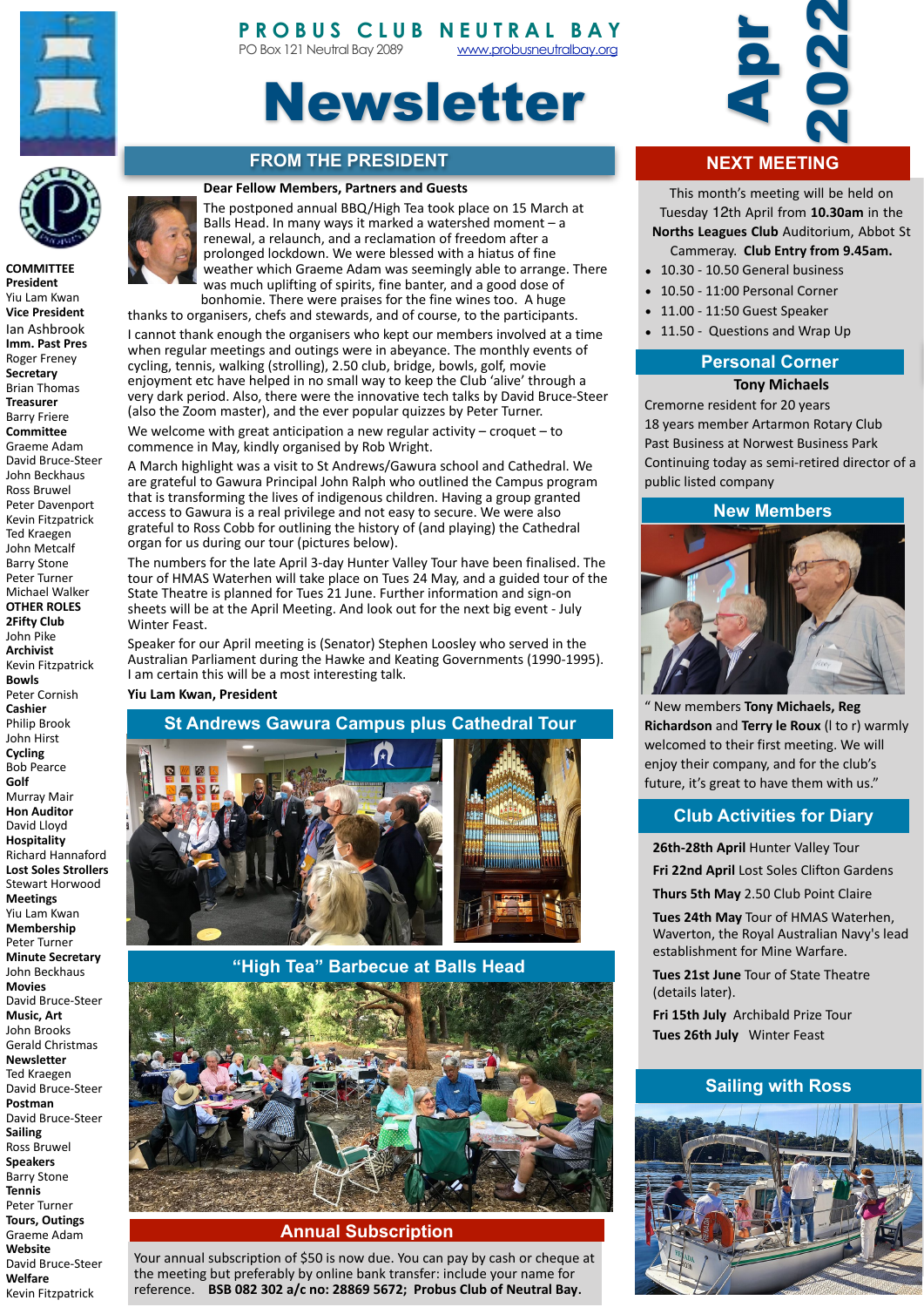# PROBUS CLUB NEUTRAL BAY

PO Box 121 Neutral Bay 2089 www.probusneutralbay.org

# Newsletter

**Apr 2022**

## FROM THE PRESIDENT

**Dear Fellow Members, Partners and Guests**

The postponed annual BBQ/High Tea took place on 15 March at Balls Head. In many ways it marked a watershed moment – a renewal, a relaunch, and a reclamation of freedom after a prolonged lockdown. We were blessed with a hiatus of fine weather which Graeme Adam was seemingly able to arrange. There was much uplifting of spirits, fine banter, and a good dose of bonhomie. There were praises for the fine wines too. A huge thanks to organisers, chefs and stewards, and of course, to the participants.

I cannot thank enough the organisers who kept our members involved at a time when regular meetings and outings were in abeyance. The monthly events of cycling, tennis, walking (strolling), 2.50 club, bridge, bowls, golf, movie enjoyment etc have helped in no small way to keep the Club 'alive' through a very dark period. Also, there were the innovative tech talks by David Bruce-Steer (also the Zoom master), and the ever popular quizzes by Peter Turner.

We welcome with great anticipation a new regular activity – croquet – to commence in May, kindly organised by Rob Wright.

A March highlight was a visit to St Andrews/Gawura school and Cathedral. We are grateful to Gawura Principal John Ralph who outlined the Campus program that is transforming the lives of indigenous children. Having a group granted access to Gawura is a real privilege and not easy to secure. We were also grateful to Ross Cobb for outlining the history of (and playing) the Cathedral organ for us during our tour (pictures below).

The numbers for the late April 3-day Hunter Valley Tour have been finalised. The tour of HMAS Waterhen will take place on Tues 24 May, and a guided tour of the State Theatre is planned for Tues 21 June. Further information and sign-on sheets will be at the April Meeting. And look out for the next big event - July Winter Feast.

Speaker for our April meeting is (Senator) Stephen Loosley who served in the Australian Parliament during the Hawke and Keating Governments (1990-1995). I am certain this will be a most interesting talk.

**Yiu Lam Kwan, President**

## St Andrews Gawura Campus plus Cathedral Tour

## "High Tea" Barbecue at Balls Head

## Annual Subscription

Your annual subscription of $50 is now due. You can pay by cash or cheque at the meeting but preferably by online bank transfer: include your name for reference. **BSB 082 302 a/c no: 28869 5672; Probus Club of Neutral Bay.**

## COMMITTEE

**President**
Yiu Lam Kwan

**Vice President**
Ian Ashbrook

**Imm. Past Pres**
Roger Freney

**Secretary**
Brian Thomas

**Treasurer**
Barry Friere

**Committee**
Graeme Adam
David Bruce-Steer
John Beckhaus
Ross Bruwel
Peter Davenport
Kevin Fitzpatrick
Ted Kraegen
John Metcalf
Barry Stone
Peter Turner
Michael Walker

**OTHER ROLES**

**2Fifty Club**
John Pike

**Archivist**
Kevin Fitzpatrick

**Bowls**
Peter Cornish

**Cashier**
Philip Brook
John Hirst

**Cycling**
Bob Pearce

**Golf**
Murray Mair

**Hon Auditor**
David Lloyd

**Hospitality**
Richard Hannaford

**Lost Soles Strollers**
Stewart Horwood

**Meetings**
Yiu Lam Kwan

**Membership**
Peter Turner

**Minute Secretary**
John Beckhaus

**Movies**
David Bruce-Steer

**Music, Art**
John Brooks
Gerald Christmas

**Newsletter**
Ted Kraegen
David Bruce-Steer

**Postman**
David Bruce-Steer

**Sailing**
Ross Bruwel

**Speakers**
Barry Stone

**Tennis**
Peter Turner

**Tours, Outings**
Graeme Adam

**Website**
David Bruce-Steer

**Welfare**
Kevin Fitzpatrick

## NEXT MEETING

This month's meeting will be held on Tuesday 12th April from **10.30am** in the **Norths Leagues Club** Auditorium, Abbot St Cammeray. **Club Entry from 9.45am.**

- 10.30 - 10.50 General business
- 10.50 - 11:00 Personal Corner
- 11.00 - 11:50 Guest Speaker
- 11.50 - Questions and Wrap Up

## Personal Corner

**Tony Michaels**

Cremorne resident for 20 years
18 years member Artarmon Rotary Club
Past Business at Norwest Business Park
Continuing today as semi-retired director of a public listed company

## New Members

" New members **Tony Michaels, Reg Richardson** and **Terry le Roux** (l to r) warmly welcomed to their first meeting. We will enjoy their company, and for the club's future, it's great to have them with us."

## Club Activities for Diary

**26th-28th April** Hunter Valley Tour

**Fri 22nd April** Lost Soles Clifton Gardens

**Thurs 5th May** 2.50 Club Point Claire

**Tues 24th May** Tour of HMAS Waterhen, Waverton, the Royal Australian Navy's lead establishment for Mine Warfare.

**Tues 21st June** Tour of State Theatre (details later).

**Fri 15th July** Archibald Prize Tour

**Tues 26th July** Winter Feast

## Sailing with Ross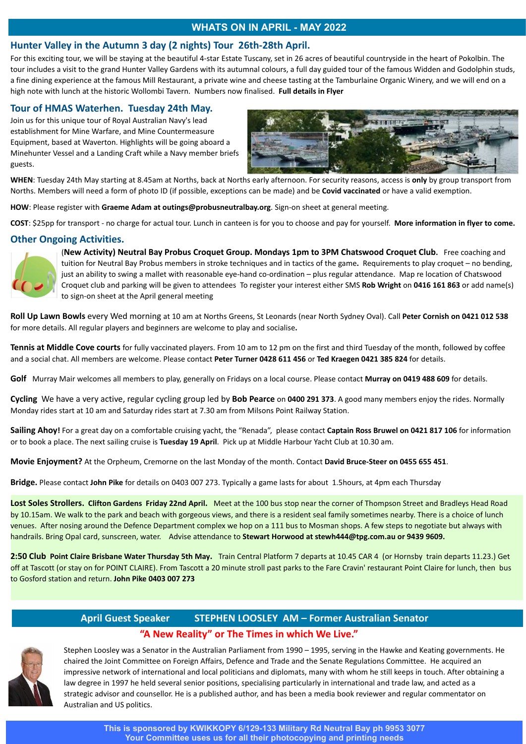## WHATS ON IN APRIL - MAY 2022

### Hunter Valley in the Autumn 3 day (2 nights) Tour 26th-28th April.

For this exciting tour, we will be staying at the beautiful 4-star Estate Tuscany, set in 26 acres of beautiful countryside in the heart of Pokolbin. The tour includes a visit to the grand Hunter Valley Gardens with its autumnal colours, a full day guided tour of the famous Widden and Godolphin studs, a fine dining experience at the famous Mill Restaurant, a private wine and cheese tasting at the Tamburlaine Organic Winery, and we will end on a high note with lunch at the historic Wollombi Tavern. Numbers now finalised. **Full details in Flyer**

### Tour of HMAS Waterhen. Tuesday 24th May.

Join us for this unique tour of Royal Australian Navy's lead establishment for Mine Warfare, and Mine Countermeasure Equipment, based at Waverton. Highlights will be going aboard a Minehunter Vessel and a Landing Craft while a Navy member briefs guests.

**WHEN**: Tuesday 24th May starting at 8.45am at Norths, back at Norths early afternoon. For security reasons, access is **only** by group transport from Norths. Members will need a form of photo ID (if possible, exceptions can be made) and be **Covid vaccinated** or have a valid exemption.

**HOW**: Please register with **Graeme Adam at outings@probusneutralbay.org**. Sign-on sheet at general meeting.

**COST**: $25pp for transport - no charge for actual tour. Lunch in canteen is for you to choose and pay for yourself. **More information in flyer to come.**

### Other Ongoing Activities.

(**New Activity) Neutral Bay Probus Croquet Group. Mondays 1pm to 3PM Chatswood Croquet Club.** Free coaching and tuition for Neutral Bay Probus members in stroke techniques and in tactics of the game**.** Requirements to play croquet – no bending, just an ability to swing a mallet with reasonable eye-hand co-ordination – plus regular attendance. Map re location of Chatswood Croquet club and parking will be given to attendees To register your interest either SMS **Rob Wright** on **0416 161 863** or add name(s) to sign-on sheet at the April general meeting

**Roll Up Lawn Bowls** every Wed morning at 10 am at Norths Greens, St Leonards (near North Sydney Oval). Call **Peter Cornish on 0421 012 538** for more details. All regular players and beginners are welcome to play and socialise**.**

**Tennis at Middle Cove courts** for fully vaccinated players. From 10 am to 12 pm on the first and third Tuesday of the month, followed by coffee and a social chat. All members are welcome. Please contact **Peter Turner 0428 611 456** or **Ted Kraegen 0421 385 824** for details.

**Golf** Murray Mair welcomes all members to play, generally on Fridays on a local course. Please contact **Murray on 0419 488 609** for details.

**Cycling** We have a very active, regular cycling group led by **Bob Pearce** on **0400 291 373**. A good many members enjoy the rides. Normally Monday rides start at 10 am and Saturday rides start at 7.30 am from Milsons Point Railway Station.

**Sailing Ahoy!** For a great day on a comfortable cruising yacht, the "Renada", please contact **Captain Ross Bruwel on 0421 817 106** for information or to book a place. The next sailing cruise is **Tuesday 19 April**. Pick up at Middle Harbour Yacht Club at 10.30 am.

**Movie Enjoyment?** At the Orpheum, Cremorne on the last Monday of the month. Contact **David Bruce-Steer on 0455 655 451**.

**Bridge.** Please contact **John Pike** for details on 0403 007 273. Typically a game lasts for about 1.5hours, at 4pm each Thursday

**Lost Soles Strollers. Clifton Gardens Friday 22nd April.** Meet at the 100 bus stop near the corner of Thompson Street and Bradleys Head Road by 10.15am. We walk to the park and beach with gorgeous views, and there is a resident seal family sometimes nearby. There is a choice of lunch venues. After nosing around the Defence Department complex we hop on a 111 bus to Mosman shops. A few steps to negotiate but always with handrails. Bring Opal card, sunscreen, water. Advise attendance to **Stewart Horwood at stewh444@tpg.com.au or 9439 9609.**

**2:50 Club Point Claire Brisbane Water Thursday 5th May.** Train Central Platform 7 departs at 10.45 CAR 4 (or Hornsby train departs 11.23.) Get off at Tascott (or stay on for POINT CLAIRE). From Tascott a 20 minute stroll past parks to the Fare Cravin' restaurant Point Claire for lunch, then bus to Gosford station and return. **John Pike 0403 007 273**

## April Guest Speaker STEPHEN LOOSLEY AM – Former Australian Senator

### "A New Reality" or The Times in which We Live."

Stephen Loosley was a Senator in the Australian Parliament from 1990 – 1995, serving in the Hawke and Keating governments. He chaired the Joint Committee on Foreign Affairs, Defence and Trade and the Senate Regulations Committee. He acquired an impressive network of international and local politicians and diplomats, many with whom he still keeps in touch. After obtaining a law degree in 1997 he held several senior positions, specialising particularly in international and trade law, and acted as a strategic advisor and counsellor. He is a published author, and has been a media book reviewer and regular commentator on Australian and US politics.

**This is sponsored by KWIKKOPY 6/129-133 Military Rd Neutral Bay ph 9953 3077**
**Your Committee uses us for all their photocopying and printing needs**